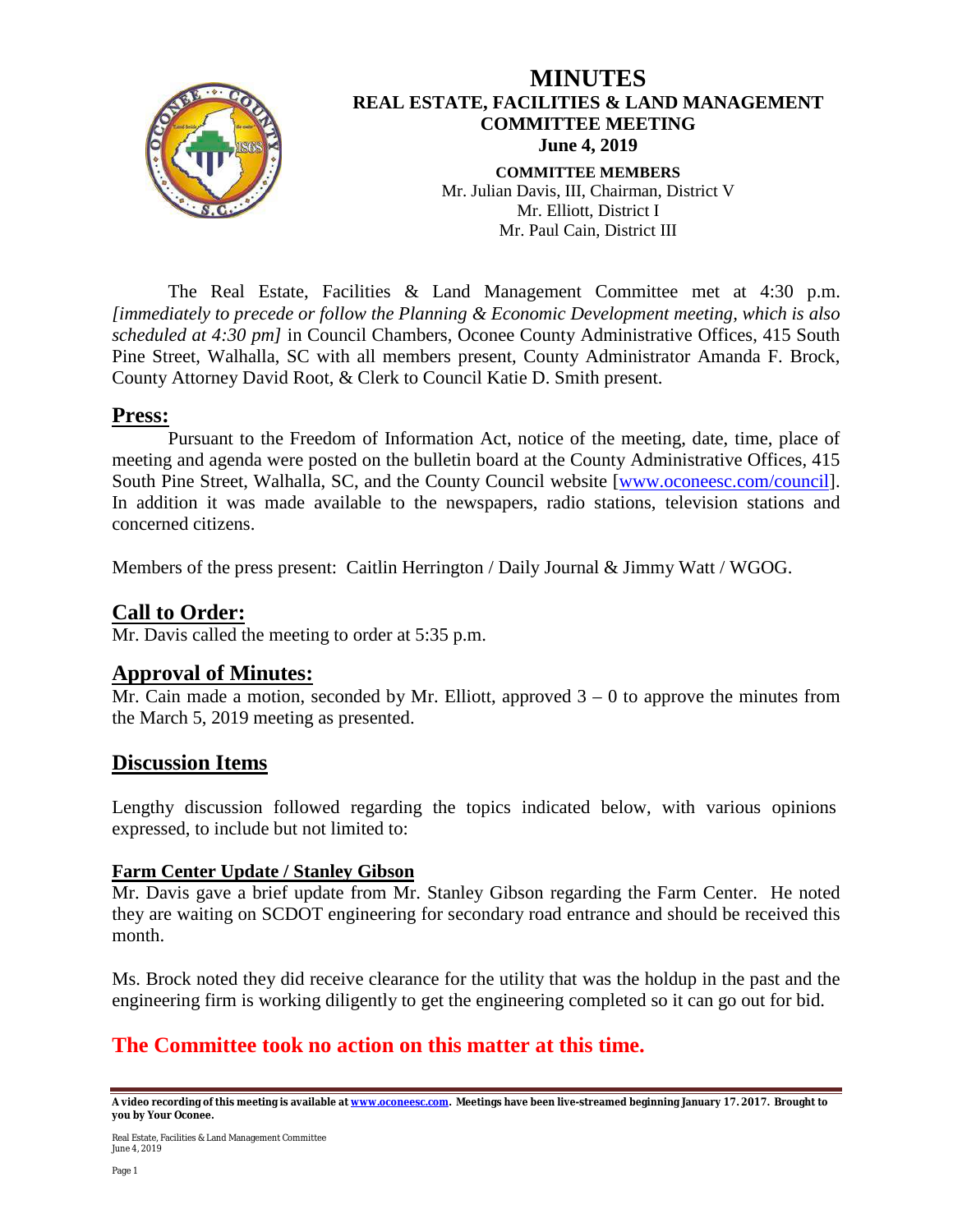# MINUTES

## REAL ESTATE, FACILITIES & LAND MANAGEMENT COMMITTEE MEETING

**June 4, 2019**

**COMMITTEE MEMBERS**
Mr. Julian Davis, III, Chairman, District V
Mr. Elliott, District I
Mr. Paul Cain, District III

The Real Estate, Facilities & Land Management Committee met at 4:30 p.m. *[immediately to precede or follow the Planning & Economic Development meeting, which is also scheduled at 4:30 pm]* in Council Chambers, Oconee County Administrative Offices, 415 South Pine Street, Walhalla, SC with all members present, County Administrator Amanda F. Brock, County Attorney David Root, & Clerk to Council Katie D. Smith present.

## Press:

Pursuant to the Freedom of Information Act, notice of the meeting, date, time, place of meeting and agenda were posted on the bulletin board at the County Administrative Offices, 415 South Pine Street, Walhalla, SC, and the County Council website [www.oconeesc.com/council]. In addition it was made available to the newspapers, radio stations, television stations and concerned citizens.

Members of the press present: Caitlin Herrington / Daily Journal & Jimmy Watt / WGOG.

## Call to Order:

Mr. Davis called the meeting to order at 5:35 p.m.

## Approval of Minutes:

Mr. Cain made a motion, seconded by Mr. Elliott, approved 3 – 0 to approve the minutes from the March 5, 2019 meeting as presented.

## Discussion Items

Lengthy discussion followed regarding the topics indicated below, with various opinions expressed, to include but not limited to:

### Farm Center Update / Stanley Gibson

Mr. Davis gave a brief update from Mr. Stanley Gibson regarding the Farm Center. He noted they are waiting on SCDOT engineering for secondary road entrance and should be received this month.

Ms. Brock noted they did receive clearance for the utility that was the holdup in the past and the engineering firm is working diligently to get the engineering completed so it can go out for bid.

**The Committee took no action on this matter at this time.**

**A video recording of this meeting is available at www.oconeesc.com. Meetings have been live-streamed beginning January 17. 2017. Brought to you by Your Oconee.**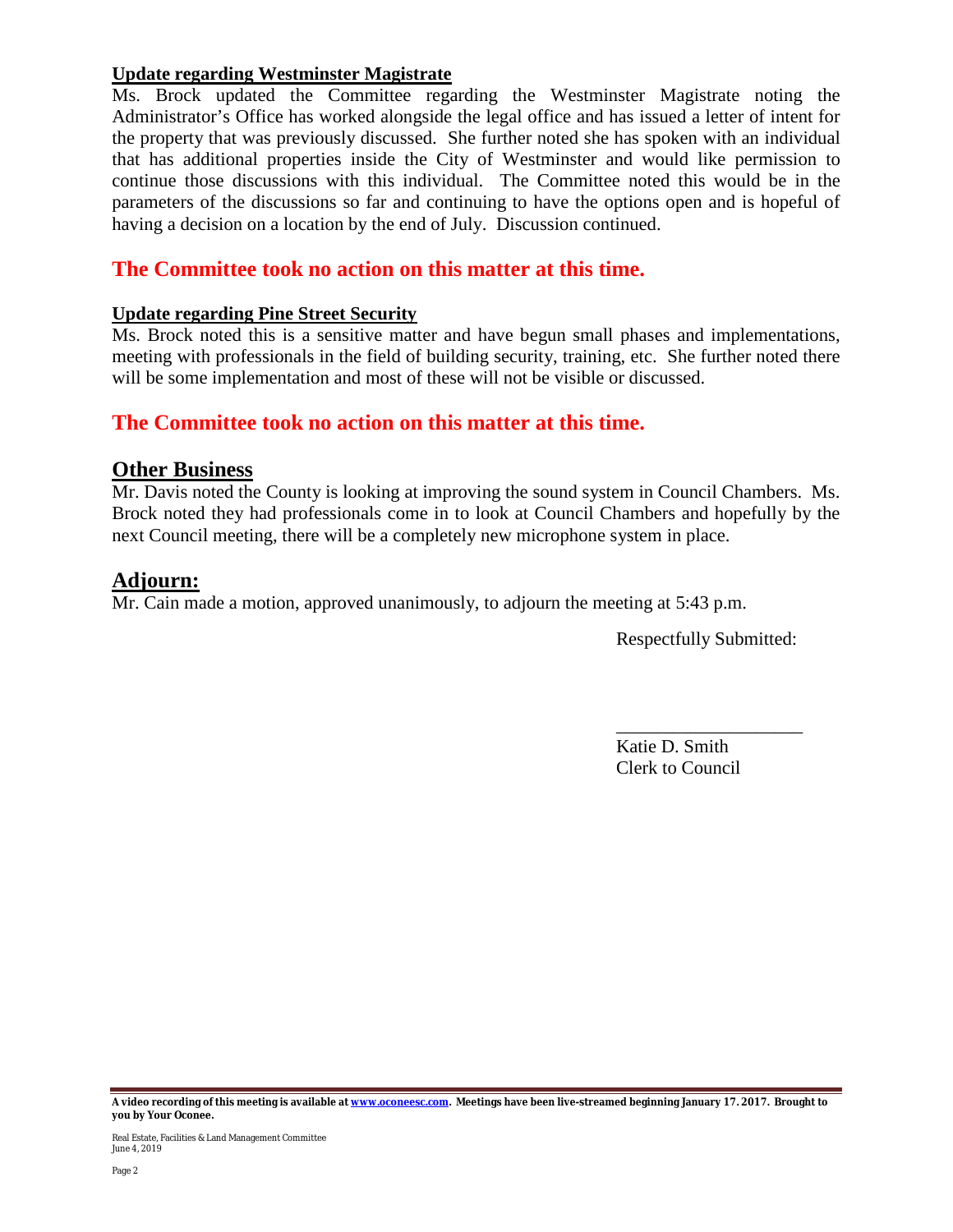**Update regarding Westminster Magistrate**

Ms. Brock updated the Committee regarding the Westminster Magistrate noting the Administrator's Office has worked alongside the legal office and has issued a letter of intent for the property that was previously discussed. She further noted she has spoken with an individual that has additional properties inside the City of Westminster and would like permission to continue those discussions with this individual. The Committee noted this would be in the parameters of the discussions so far and continuing to have the options open and is hopeful of having a decision on a location by the end of July. Discussion continued.

**The Committee took no action on this matter at this time.**

**Update regarding Pine Street Security**

Ms. Brock noted this is a sensitive matter and have begun small phases and implementations, meeting with professionals in the field of building security, training, etc. She further noted there will be some implementation and most of these will not be visible or discussed.

**The Committee took no action on this matter at this time.**

## Other Business

Mr. Davis noted the County is looking at improving the sound system in Council Chambers. Ms. Brock noted they had professionals come in to look at Council Chambers and hopefully by the next Council meeting, there will be a completely new microphone system in place.

## Adjourn:

Mr. Cain made a motion, approved unanimously, to adjourn the meeting at 5:43 p.m.

Respectfully Submitted:

____________________

Katie D. Smith
Clerk to Council

**A video recording of this meeting is available at www.oconeesc.com. Meetings have been live-streamed beginning January 17. 2017. Brought to you by Your Oconee.**